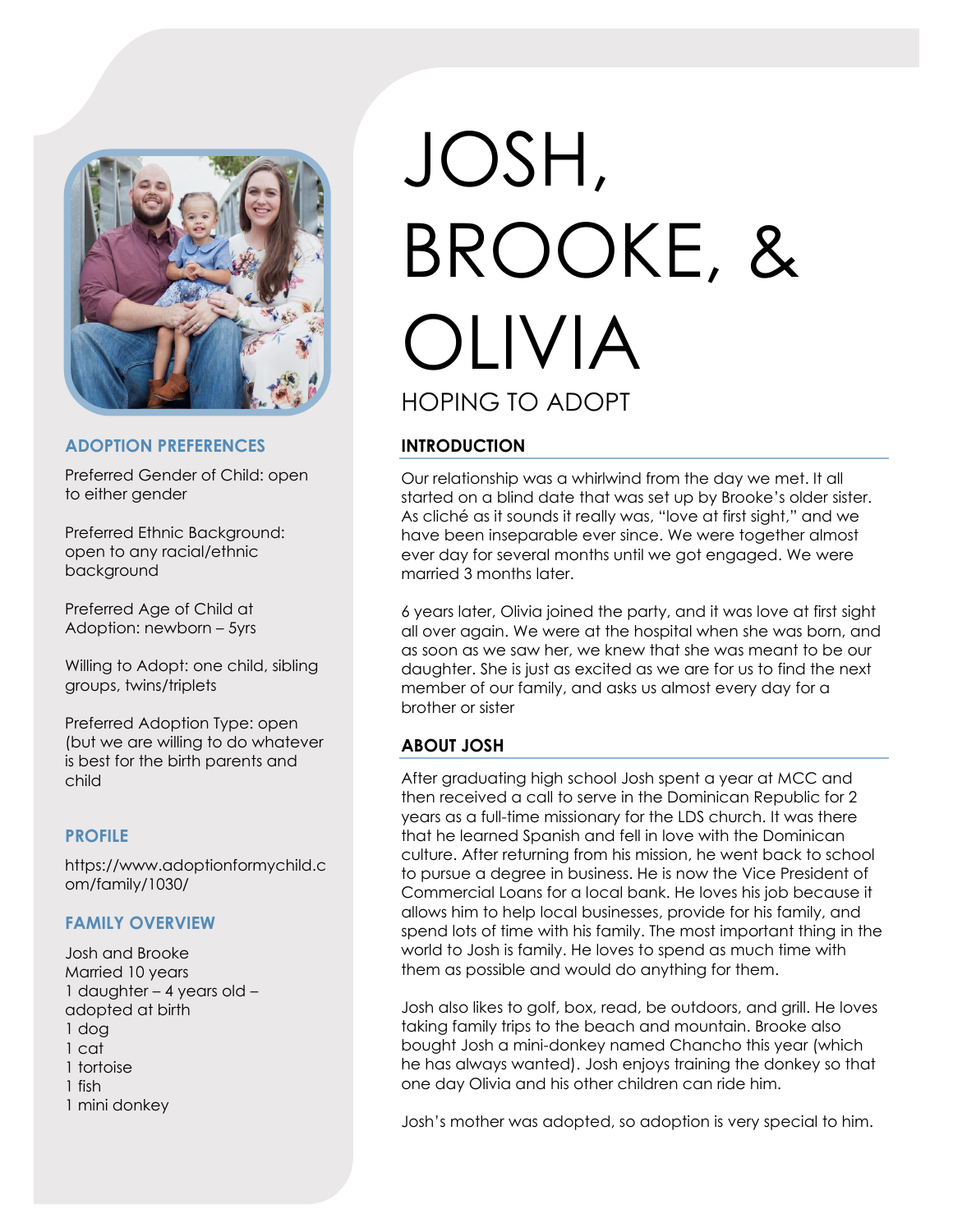# JOSH, BROOKE, & OLIVIA

HOPING TO ADOPT

### ADOPTION PREFERENCES

Preferred Gender of Child: open to either gender

Preferred Ethnic Background: open to any racial/ethnic background

Preferred Age of Child at Adoption: newborn – 5yrs

Willing to Adopt: one child, sibling groups, twins/triplets

Preferred Adoption Type: open (but we are willing to do whatever is best for the birth parents and child

### PROFILE

https://www.adoptionformychild.com/family/1030/

### FAMILY OVERVIEW

Josh and Brooke
Married 10 years
1 daughter – 4 years old – adopted at birth
1 dog
1 cat
1 tortoise
1 fish
1 mini donkey

### INTRODUCTION

Our relationship was a whirlwind from the day we met. It all started on a blind date that was set up by Brooke's older sister. As cliché as it sounds it really was, "love at first sight," and we have been inseparable ever since. We were together almost ever day for several months until we got engaged. We were married 3 months later.

6 years later, Olivia joined the party, and it was love at first sight all over again. We were at the hospital when she was born, and as soon as we saw her, we knew that she was meant to be our daughter. She is just as excited as we are for us to find the next member of our family, and asks us almost every day for a brother or sister

### ABOUT JOSH

After graduating high school Josh spent a year at MCC and then received a call to serve in the Dominican Republic for 2 years as a full-time missionary for the LDS church. It was there that he learned Spanish and fell in love with the Dominican culture. After returning from his mission, he went back to school to pursue a degree in business. He is now the Vice President of Commercial Loans for a local bank. He loves his job because it allows him to help local businesses, provide for his family, and spend lots of time with his family. The most important thing in the world to Josh is family. He loves to spend as much time with them as possible and would do anything for them.

Josh also likes to golf, box, read, be outdoors, and grill. He loves taking family trips to the beach and mountain. Brooke also bought Josh a mini-donkey named Chancho this year (which he has always wanted). Josh enjoys training the donkey so that one day Olivia and his other children can ride him.

Josh's mother was adopted, so adoption is very special to him.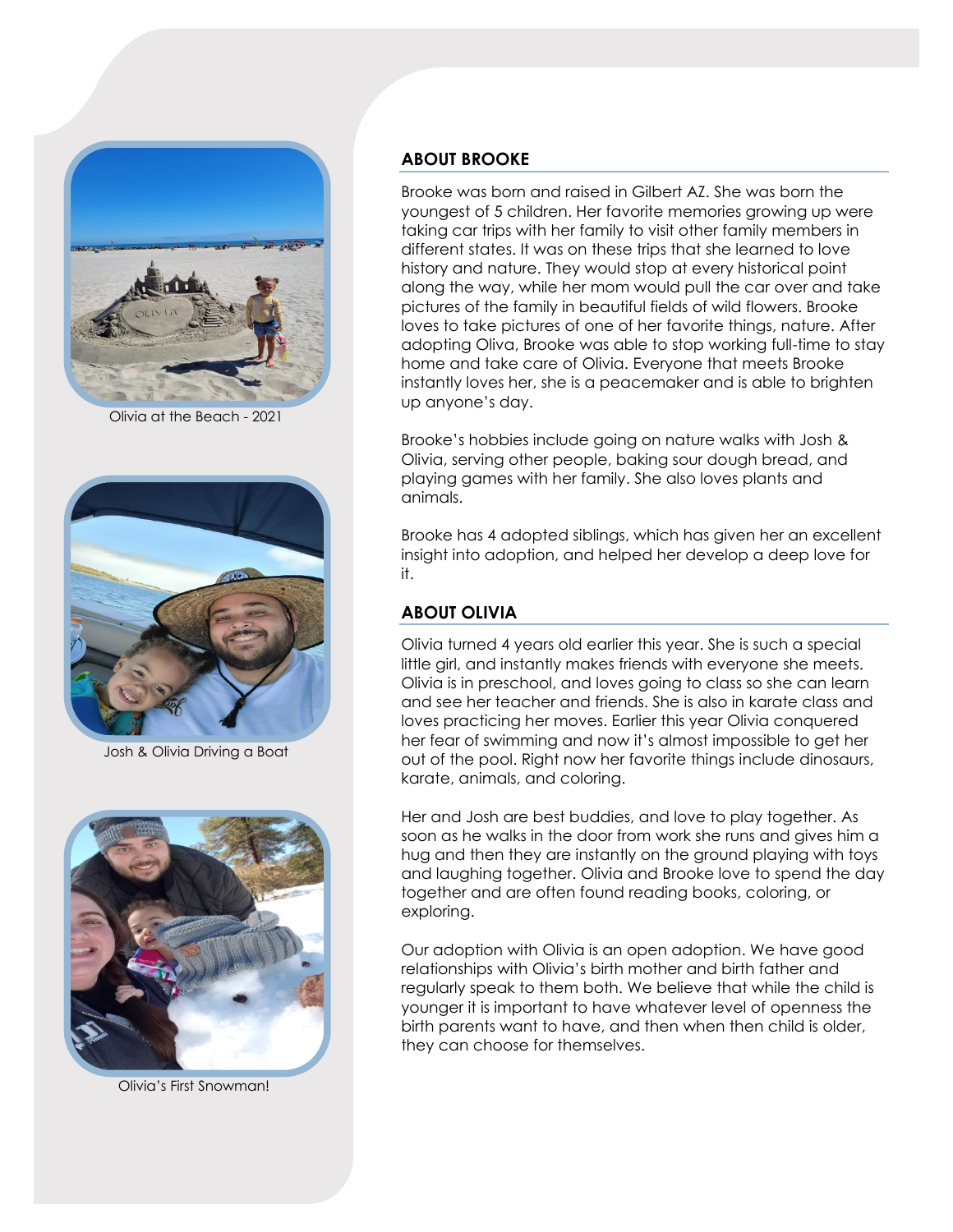Olivia at the Beach - 2021

Josh & Olivia Driving a Boat

Olivia's First Snowman!

## ABOUT BROOKE

Brooke was born and raised in Gilbert AZ. She was born the youngest of 5 children. Her favorite memories growing up were taking car trips with her family to visit other family members in different states. It was on these trips that she learned to love history and nature. They would stop at every historical point along the way, while her mom would pull the car over and take pictures of the family in beautiful fields of wild flowers. Brooke loves to take pictures of one of her favorite things, nature. After adopting Oliva, Brooke was able to stop working full-time to stay home and take care of Olivia. Everyone that meets Brooke instantly loves her, she is a peacemaker and is able to brighten up anyone's day.

Brooke's hobbies include going on nature walks with Josh & Olivia, serving other people, baking sour dough bread, and playing games with her family. She also loves plants and animals.

Brooke has 4 adopted siblings, which has given her an excellent insight into adoption, and helped her develop a deep love for it.

## ABOUT OLIVIA

Olivia turned 4 years old earlier this year. She is such a special little girl, and instantly makes friends with everyone she meets. Olivia is in preschool, and loves going to class so she can learn and see her teacher and friends. She is also in karate class and loves practicing her moves. Earlier this year Olivia conquered her fear of swimming and now it's almost impossible to get her out of the pool. Right now her favorite things include dinosaurs, karate, animals, and coloring.

Her and Josh are best buddies, and love to play together. As soon as he walks in the door from work she runs and gives him a hug and then they are instantly on the ground playing with toys and laughing together. Olivia and Brooke love to spend the day together and are often found reading books, coloring, or exploring.

Our adoption with Olivia is an open adoption. We have good relationships with Olivia's birth mother and birth father and regularly speak to them both. We believe that while the child is younger it is important to have whatever level of openness the birth parents want to have, and then when then child is older, they can choose for themselves.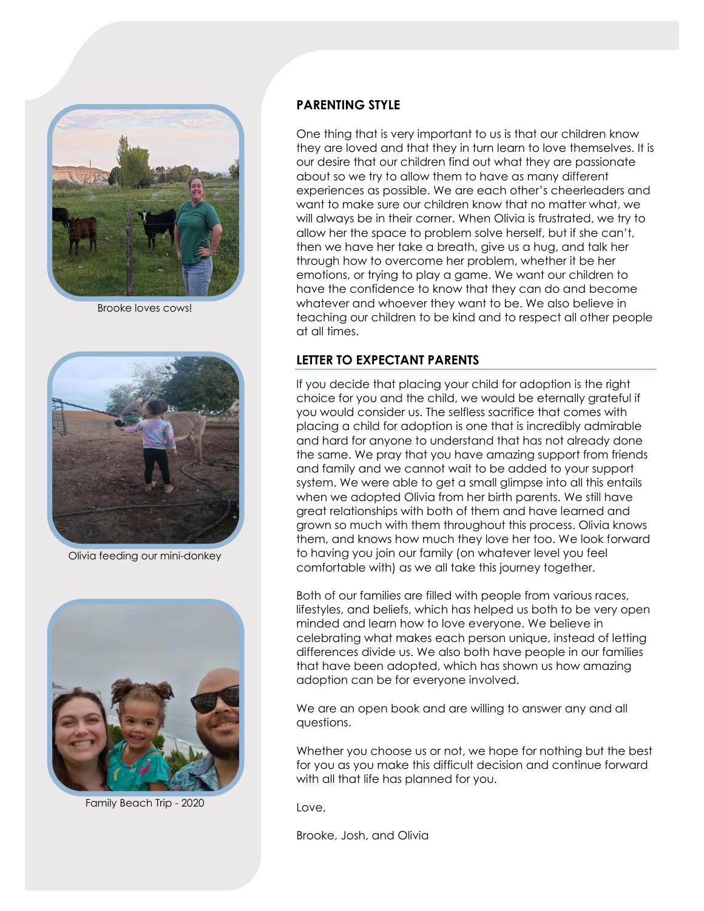Brooke loves cows!

Olivia feeding our mini-donkey

Family Beach Trip - 2020

## PARENTING STYLE

One thing that is very important to us is that our children know they are loved and that they in turn learn to love themselves. It is our desire that our children find out what they are passionate about so we try to allow them to have as many different experiences as possible. We are each other's cheerleaders and want to make sure our children know that no matter what, we will always be in their corner. When Olivia is frustrated, we try to allow her the space to problem solve herself, but if she can't, then we have her take a breath, give us a hug, and talk her through how to overcome her problem, whether it be her emotions, or trying to play a game. We want our children to have the confidence to know that they can do and become whatever and whoever they want to be. We also believe in teaching our children to be kind and to respect all other people at all times.

## LETTER TO EXPECTANT PARENTS

If you decide that placing your child for adoption is the right choice for you and the child, we would be eternally grateful if you would consider us. The selfless sacrifice that comes with placing a child for adoption is one that is incredibly admirable and hard for anyone to understand that has not already done the same. We pray that you have amazing support from friends and family and we cannot wait to be added to your support system. We were able to get a small glimpse into all this entails when we adopted Olivia from her birth parents. We still have great relationships with both of them and have learned and grown so much with them throughout this process. Olivia knows them, and knows how much they love her too. We look forward to having you join our family (on whatever level you feel comfortable with) as we all take this journey together.

Both of our families are filled with people from various races, lifestyles, and beliefs, which has helped us both to be very open minded and learn how to love everyone. We believe in celebrating what makes each person unique, instead of letting differences divide us. We also both have people in our families that have been adopted, which has shown us how amazing adoption can be for everyone involved.

We are an open book and are willing to answer any and all questions.

Whether you choose us or not, we hope for nothing but the best for you as you make this difficult decision and continue forward with all that life has planned for you.

Love,

Brooke, Josh, and Olivia